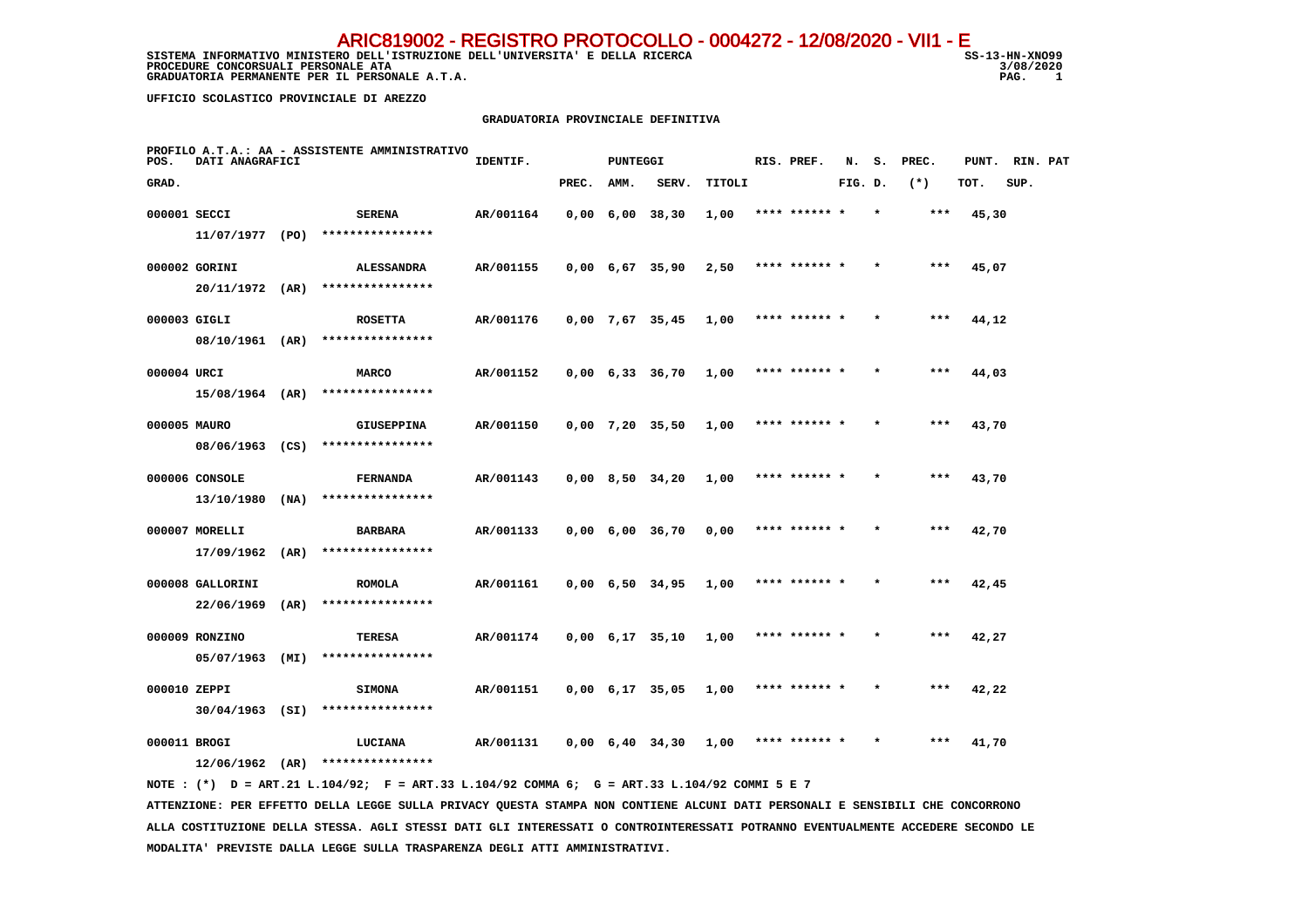ARIC819002 - REGISTRO PROTOCOLLO - 0004272 - 12/08/2020 - VII1 - E

SISTEMA INFORMATIVO MINISTERO DELL'ISTRUZIONE DELL'UNIVERSITA' E DELLA RICERCA
PROCEDURE CONCORSUALI PERSONALE ATA
GRADUATORIA PERMANENTE PER IL PERSONALE A.T.A.

SS-13-HN-XNO99
3/08/2020

UFFICIO SCOLASTICO PROVINCIALE DI AREZZO

## GRADUATORIA PROVINCIALE DEFINITIVA

PROFILO A.T.A.: AA - ASSISTENTE AMMINISTRATIVO

| POS. GRAD. | DATI ANAGRAFICI | | IDENTIF. | PUNTEGGI PREC. | AMM. | SERV. | TITOLI | RIS. PREF. | N. S. FIG. D. | PREC. (*) | PUNT. TOT. | RIN. PAT SUP. |
|---|---|---|---|---|---|---|---|---|---|---|---|---|
| 000001 | SECCI 11/07/1977 (PO) | SERENA **************** | AR/001164 | 0,00 | 6,00 | 38,30 | 1,00 | **** ****** * | * | *** | 45,30 | |
| 000002 | GORINI 20/11/1972 (AR) | ALESSANDRA **************** | AR/001155 | 0,00 | 6,67 | 35,90 | 2,50 | **** ****** * | * | *** | 45,07 | |
| 000003 | GIGLI 08/10/1961 (AR) | ROSETTA **************** | AR/001176 | 0,00 | 7,67 | 35,45 | 1,00 | **** ****** * | * | *** | 44,12 | |
| 000004 | URCI 15/08/1964 (AR) | MARCO **************** | AR/001152 | 0,00 | 6,33 | 36,70 | 1,00 | **** ****** * | * | *** | 44,03 | |
| 000005 | MAURO 08/06/1963 (CS) | GIUSEPPINA **************** | AR/001150 | 0,00 | 7,20 | 35,50 | 1,00 | **** ****** * | * | *** | 43,70 | |
| 000006 | CONSOLE 13/10/1980 (NA) | FERNANDA **************** | AR/001143 | 0,00 | 8,50 | 34,20 | 1,00 | **** ****** * | * | *** | 43,70 | |
| 000007 | MORELLI 17/09/1962 (AR) | BARBARA **************** | AR/001133 | 0,00 | 6,00 | 36,70 | 0,00 | **** ****** * | * | *** | 42,70 | |
| 000008 | GALLORINI 22/06/1969 (AR) | ROMOLA **************** | AR/001161 | 0,00 | 6,50 | 34,95 | 1,00 | **** ****** * | * | *** | 42,45 | |
| 000009 | RONZINO 05/07/1963 (MI) | TERESA **************** | AR/001174 | 0,00 | 6,17 | 35,10 | 1,00 | **** ****** * | * | *** | 42,27 | |
| 000010 | ZEPPI 30/04/1963 (SI) | SIMONA **************** | AR/001151 | 0,00 | 6,17 | 35,05 | 1,00 | **** ****** * | * | *** | 42,22 | |
| 000011 | BROGI 12/06/1962 (AR) | LUCIANA **************** | AR/001131 | 0,00 | 6,40 | 34,30 | 1,00 | **** ****** * | * | *** | 41,70 | |

NOTE : (*) D = ART.21 L.104/92; F = ART.33 L.104/92 COMMA 6; G = ART.33 L.104/92 COMMI 5 E 7

ATTENZIONE: PER EFFETTO DELLA LEGGE SULLA PRIVACY QUESTA STAMPA NON CONTIENE ALCUNI DATI PERSONALI E SENSIBILI CHE CONCORRONO ALLA COSTITUZIONE DELLA STESSA. AGLI STESSI DATI GLI INTERESSATI O CONTROINTERESSATI POTRANNO EVENTUALMENTE ACCEDERE SECONDO LE MODALITA' PREVISTE DALLA LEGGE SULLA TRASPARENZA DEGLI ATTI AMMINISTRATIVI.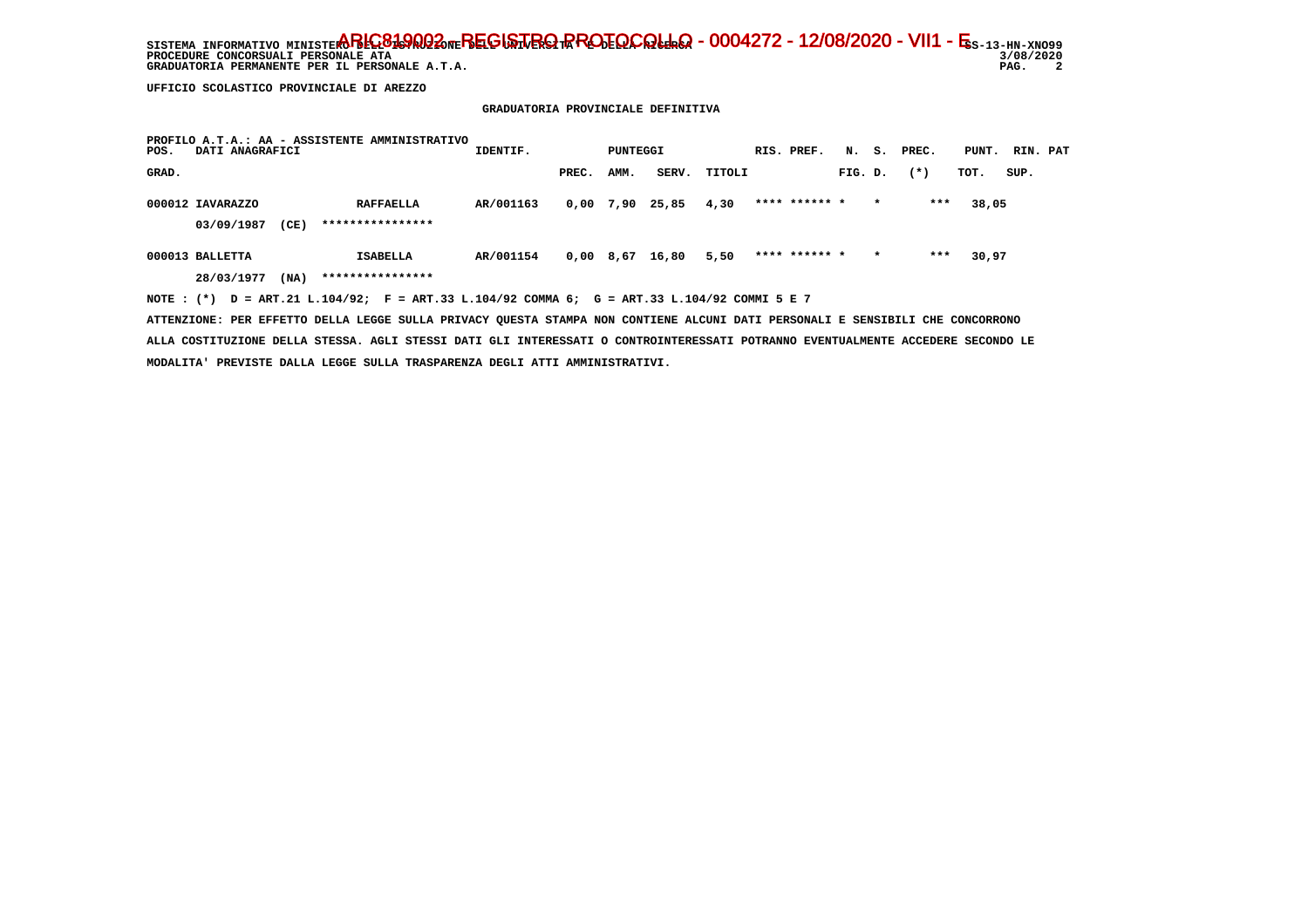SISTEMA INFORMATIVO MINISTERO DELL'ISTRUZIONE DELL'UNIVERSITA' E DELLA RICERCA - ARIC819002 - REGISTRO PROTOCOLLO - 0004272 - 12/08/2020 - VII1 - E SS-13-HN-XNO99
PROCEDURE CONCORSUALI PERSONALE ATA 3/08/2020
GRADUATORIA PERMANENTE PER IL PERSONALE A.T.A.

UFFICIO SCOLASTICO PROVINCIALE DI AREZZO

GRADUATORIA PROVINCIALE DEFINITIVA

PROFILO A.T.A.: AA - ASSISTENTE AMMINISTRATIVO

| POS. GRAD. | DATI ANAGRAFICI | | IDENTIF. | PUNTEGGI PREC. | AMM. | SERV. | TITOLI | RIS. PREF. | N. FIG. | S. D. | PREC. (*) | PUNT. TOT. | RIN. PAT SUP. |
|---|---|---|---|---|---|---|---|---|---|---|---|---|---|
| 000012 | IAVARAZZO 03/09/1987 (CE) | RAFFAELLA **************** | AR/001163 | 0,00 | 7,90 | 25,85 | 4,30 | **** ****** | * | * | *** | 38,05 | |
| 000013 | BALLETTA 28/03/1977 (NA) | ISABELLA **************** | AR/001154 | 0,00 | 8,67 | 16,80 | 5,50 | **** ****** | * | * | *** | 30,97 | |

NOTE : (*) D = ART.21 L.104/92; F = ART.33 L.104/92 COMMA 6; G = ART.33 L.104/92 COMMI 5 E 7

ATTENZIONE: PER EFFETTO DELLA LEGGE SULLA PRIVACY QUESTA STAMPA NON CONTIENE ALCUNI DATI PERSONALI E SENSIBILI CHE CONCORRONO ALLA COSTITUZIONE DELLA STESSA. AGLI STESSI DATI GLI INTERESSATI O CONTROINTERESSATI POTRANNO EVENTUALMENTE ACCEDERE SECONDO LE MODALITA' PREVISTE DALLA LEGGE SULLA TRASPARENZA DEGLI ATTI AMMINISTRATIVI.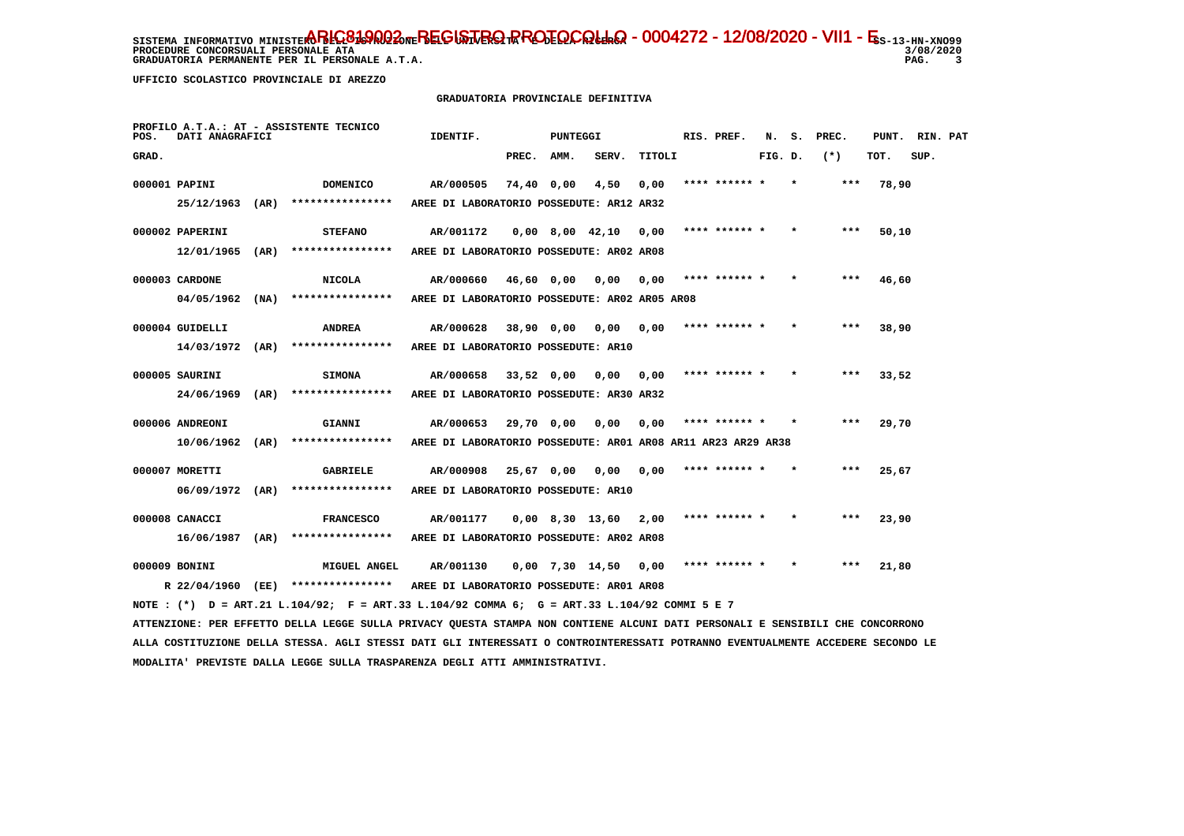SISTEMA INFORMATIVO MINISTERO DELL'ISTRUZIONE DELL'UNIVERSITA' E DELLA RICERCA - ARIC819002 - REGISTRO PROTOCOLLO - 0004272 - 12/08/2020 - VII1 - E SS-13-HN-XNO99
PROCEDURE CONCORSUALI PERSONALE ATA 3/08/2020
GRADUATORIA PERMANENTE PER IL PERSONALE A.T.A.

UFFICIO SCOLASTICO PROVINCIALE DI AREZZO

GRADUATORIA PROVINCIALE DEFINITIVA

PROFILO A.T.A.: AT - ASSISTENTE TECNICO

| POS. GRAD. | DATI ANAGRAFICI | | IDENTIF. | PUNTEGGI PREC. | AMM. | SERV. | TITOLI | RIS. PREF. | N. FIG. | S. D. | PREC. (*) | PUNT. TOT. | RIN. SUP. | PAT |
|---|---|---|---|---|---|---|---|---|---|---|---|---|---|---|
| 000001 | PAPINI | DOMENICO | AR/000505 | 74,40 | 0,00 | 4,50 | 0,00 | **** ****** * | | * | *** | 78,90 | | |
| | 25/12/1963 (AR) | **************** | AREE DI LABORATORIO POSSEDUTE: AR12 AR32 | | | | | | | | | | | |
| 000002 | PAPERINI | STEFANO | AR/001172 | 0,00 | 8,00 | 42,10 | 0,00 | **** ****** * | | * | *** | 50,10 | | |
| | 12/01/1965 (AR) | **************** | AREE DI LABORATORIO POSSEDUTE: AR02 AR08 | | | | | | | | | | | |
| 000003 | CARDONE | NICOLA | AR/000660 | 46,60 | 0,00 | 0,00 | 0,00 | **** ****** * | | * | *** | 46,60 | | |
| | 04/05/1962 (NA) | **************** | AREE DI LABORATORIO POSSEDUTE: AR02 AR05 AR08 | | | | | | | | | | | |
| 000004 | GUIDELLI | ANDREA | AR/000628 | 38,90 | 0,00 | 0,00 | 0,00 | **** ****** * | | * | *** | 38,90 | | |
| | 14/03/1972 (AR) | **************** | AREE DI LABORATORIO POSSEDUTE: AR10 | | | | | | | | | | | |
| 000005 | SAURINI | SIMONA | AR/000658 | 33,52 | 0,00 | 0,00 | 0,00 | **** ****** * | | * | *** | 33,52 | | |
| | 24/06/1969 (AR) | **************** | AREE DI LABORATORIO POSSEDUTE: AR30 AR32 | | | | | | | | | | | |
| 000006 | ANDREONI | GIANNI | AR/000653 | 29,70 | 0,00 | 0,00 | 0,00 | **** ****** * | | * | *** | 29,70 | | |
| | 10/06/1962 (AR) | **************** | AREE DI LABORATORIO POSSEDUTE: AR01 AR08 AR11 AR23 AR29 AR38 | | | | | | | | | | | |
| 000007 | MORETTI | GABRIELE | AR/000908 | 25,67 | 0,00 | 0,00 | 0,00 | **** ****** * | | * | *** | 25,67 | | |
| | 06/09/1972 (AR) | **************** | AREE DI LABORATORIO POSSEDUTE: AR10 | | | | | | | | | | | |
| 000008 | CANACCI | FRANCESCO | AR/001177 | 0,00 | 8,30 | 13,60 | 2,00 | **** ****** * | | * | *** | 23,90 | | |
| | 16/06/1987 (AR) | **************** | AREE DI LABORATORIO POSSEDUTE: AR02 AR08 | | | | | | | | | | | |
| 000009 | BONINI | MIGUEL ANGEL | AR/001130 | 0,00 | 7,30 | 14,50 | 0,00 | **** ****** * | | * | *** | 21,80 | | |
| | R 22/04/1960 (EE) | **************** | AREE DI LABORATORIO POSSEDUTE: AR01 AR08 | | | | | | | | | | | |

NOTE : (*) D = ART.21 L.104/92; F = ART.33 L.104/92 COMMA 6; G = ART.33 L.104/92 COMMI 5 E 7

ATTENZIONE: PER EFFETTO DELLA LEGGE SULLA PRIVACY QUESTA STAMPA NON CONTIENE ALCUNI DATI PERSONALI E SENSIBILI CHE CONCORRONO ALLA COSTITUZIONE DELLA STESSA. AGLI STESSI DATI GLI INTERESSATI O CONTROINTERESSATI POTRANNO EVENTUALMENTE ACCEDERE SECONDO LE MODALITA' PREVISTE DALLA LEGGE SULLA TRASPARENZA DEGLI ATTI AMMINISTRATIVI.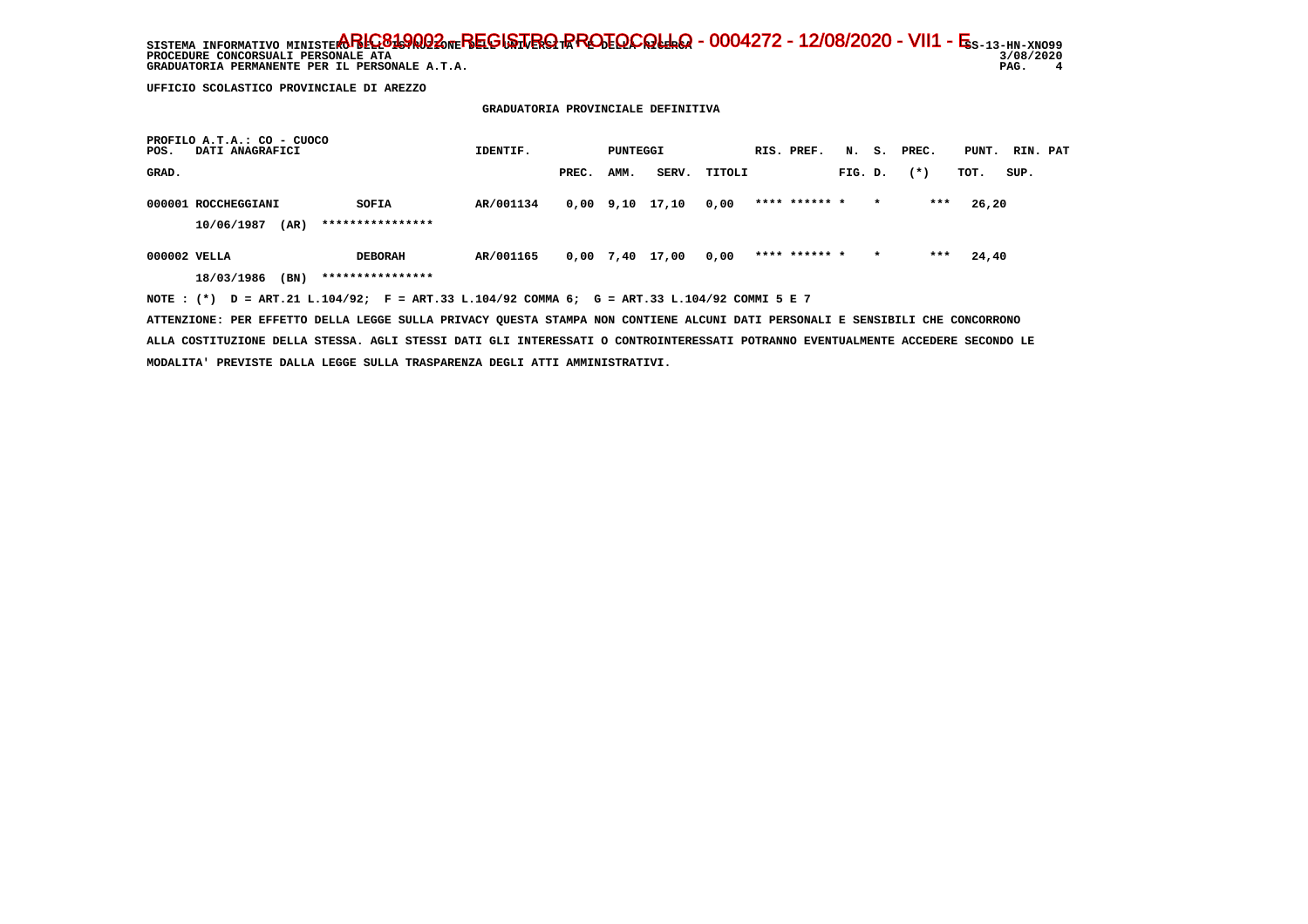**UFFICIO SCOLASTICO PROVINCIALE DI AREZZO**

**GRADUATORIA PROVINCIALE DEFINITIVA**

PROFILO A.T.A.: CO - CUOCO

| POS. GRAD. | DATI ANAGRAFICI | | IDENTIF. | PUNTEGGI PREC. | AMM. | SERV. | TITOLI | RIS. PREF. | N. S. FIG. D. | PREC. (*) | PUNT. TOT. | RIN. PAT SUP. |
|---|---|---|---|---|---|---|---|---|---|---|---|---|
| 000001 | ROCCHEGGIANI 10/06/1987 (AR) | SOFIA **************** | AR/001134 | 0,00 | 9,10 | 17,10 | 0,00 | **** ****** * | * | *** | 26,20 | |
| 000002 | VELLA 18/03/1986 (BN) | DEBORAH **************** | AR/001165 | 0,00 | 7,40 | 17,00 | 0,00 | **** ****** * | * | *** | 24,40 | |

NOTE : (*) D = ART.21 L.104/92; F = ART.33 L.104/92 COMMA 6; G = ART.33 L.104/92 COMMI 5 E 7

ATTENZIONE: PER EFFETTO DELLA LEGGE SULLA PRIVACY QUESTA STAMPA NON CONTIENE ALCUNI DATI PERSONALI E SENSIBILI CHE CONCORRONO ALLA COSTITUZIONE DELLA STESSA. AGLI STESSI DATI GLI INTERESSATI O CONTROINTERESSATI POTRANNO EVENTUALMENTE ACCEDERE SECONDO LE MODALITA' PREVISTE DALLA LEGGE SULLA TRASPARENZA DEGLI ATTI AMMINISTRATIVI.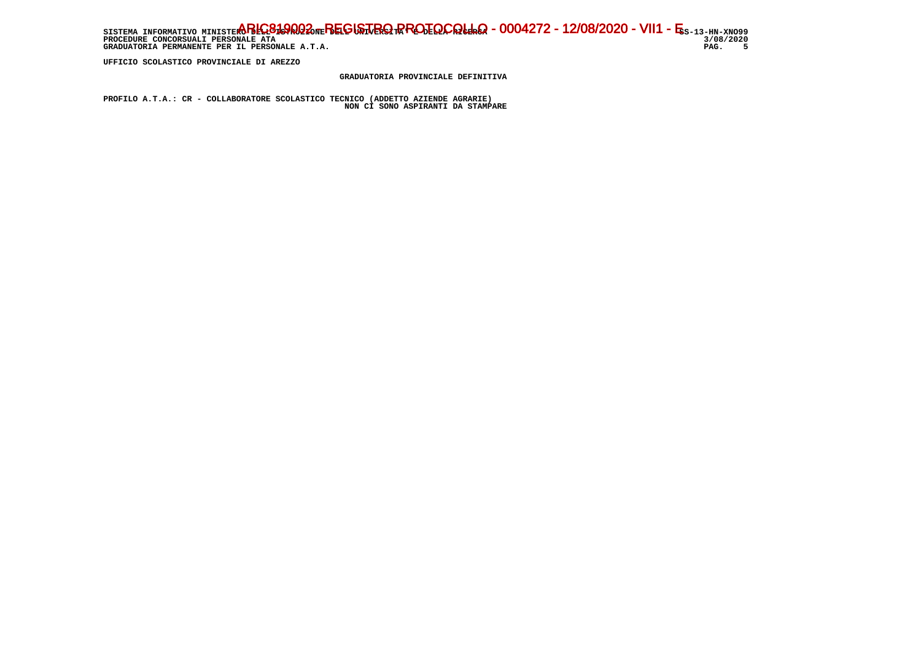UFFICIO SCOLASTICO PROVINCIALE DI AREZZO

GRADUATORIA PROVINCIALE DEFINITIVA

PROFILO A.T.A.: CR - COLLABORATORE SCOLASTICO TECNICO (ADDETTO AZIENDE AGRARIE)

NON CI SONO ASPIRANTI DA STAMPARE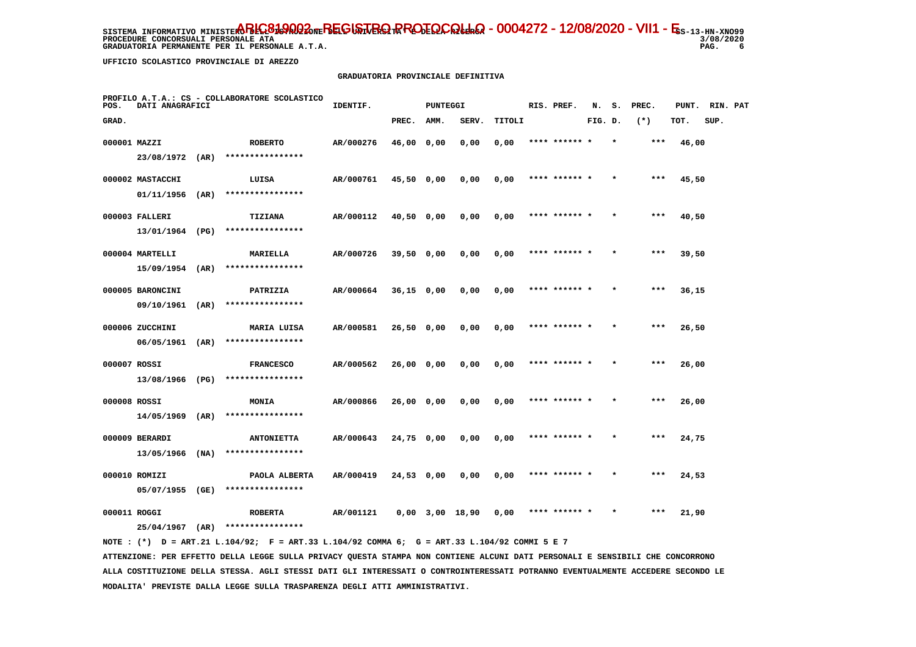SISTEMA INFORMATIVO MINISTERO DELL'ISTRUZIONE DELL'UNIVERSITA' E DELLA RICERCA - ARIC819002 - REGISTRO PROTOCOLLO - 0004272 - 12/08/2020 - VII.1 - E SS-13-HN-XNO99
PROCEDURE CONCORSUALI PERSONALE ATA 3/08/2020
GRADUATORIA PERMANENTE PER IL PERSONALE A.T.A.

UFFICIO SCOLASTICO PROVINCIALE DI AREZZO

GRADUATORIA PROVINCIALE DEFINITIVA

PROFILO A.T.A.: CS - COLLABORATORE SCOLASTICO

| POS. GRAD. | DATI ANAGRAFICI | | IDENTIF. | PUNTEGGI PREC. | AMM. | SERV. | TITOLI | RIS. PREF. | N. S. FIG. D. | PREC. (*) | PUNT. TOT. | RIN. PAT SUP. |
|---|---|---|---|---|---|---|---|---|---|---|---|---|
| 000001 | MAZZI 23/08/1972 (AR) | ROBERTO **************** | AR/000276 | 46,00 | 0,00 | 0,00 | 0,00 | **** ****** * | * | *** | 46,00 | |
| 000002 | MASTACCHI 01/11/1956 (AR) | LUISA **************** | AR/000761 | 45,50 | 0,00 | 0,00 | 0,00 | **** ****** * | * | *** | 45,50 | |
| 000003 | FALLERI 13/01/1964 (PG) | TIZIANA **************** | AR/000112 | 40,50 | 0,00 | 0,00 | 0,00 | **** ****** * | * | *** | 40,50 | |
| 000004 | MARTELLI 15/09/1954 (AR) | MARIELLA **************** | AR/000726 | 39,50 | 0,00 | 0,00 | 0,00 | **** ****** * | * | *** | 39,50 | |
| 000005 | BARONCINI 09/10/1961 (AR) | PATRIZIA **************** | AR/000664 | 36,15 | 0,00 | 0,00 | 0,00 | **** ****** * | * | *** | 36,15 | |
| 000006 | ZUCCHINI 06/05/1961 (AR) | MARIA LUISA **************** | AR/000581 | 26,50 | 0,00 | 0,00 | 0,00 | **** ****** * | * | *** | 26,50 | |
| 000007 | ROSSI 13/08/1966 (PG) | FRANCESCO **************** | AR/000562 | 26,00 | 0,00 | 0,00 | 0,00 | **** ****** * | * | *** | 26,00 | |
| 000008 | ROSSI 14/05/1969 (AR) | MONIA **************** | AR/000866 | 26,00 | 0,00 | 0,00 | 0,00 | **** ****** * | * | *** | 26,00 | |
| 000009 | BERARDI 13/05/1966 (NA) | ANTONIETTA **************** | AR/000643 | 24,75 | 0,00 | 0,00 | 0,00 | **** ****** * | * | *** | 24,75 | |
| 000010 | ROMIZI 05/07/1955 (GE) | PAOLA ALBERTA **************** | AR/000419 | 24,53 | 0,00 | 0,00 | 0,00 | **** ****** * | * | *** | 24,53 | |
| 000011 | ROGGI 25/04/1967 (AR) | ROBERTA **************** | AR/001121 | 0,00 | 3,00 | 18,90 | 0,00 | **** ****** * | * | *** | 21,90 | |

NOTE : (*) D = ART.21 L.104/92; F = ART.33 L.104/92 COMMA 6; G = ART.33 L.104/92 COMMI 5 E 7

ATTENZIONE: PER EFFETTO DELLA LEGGE SULLA PRIVACY QUESTA STAMPA NON CONTIENE ALCUNI DATI PERSONALI E SENSIBILI CHE CONCORRONO ALLA COSTITUZIONE DELLA STESSA. AGLI STESSI DATI GLI INTERESSATI O CONTROINTERESSATI POTRANNO EVENTUALMENTE ACCEDERE SECONDO LE MODALITA' PREVISTE DALLA LEGGE SULLA TRASPARENZA DEGLI ATTI AMMINISTRATIVI.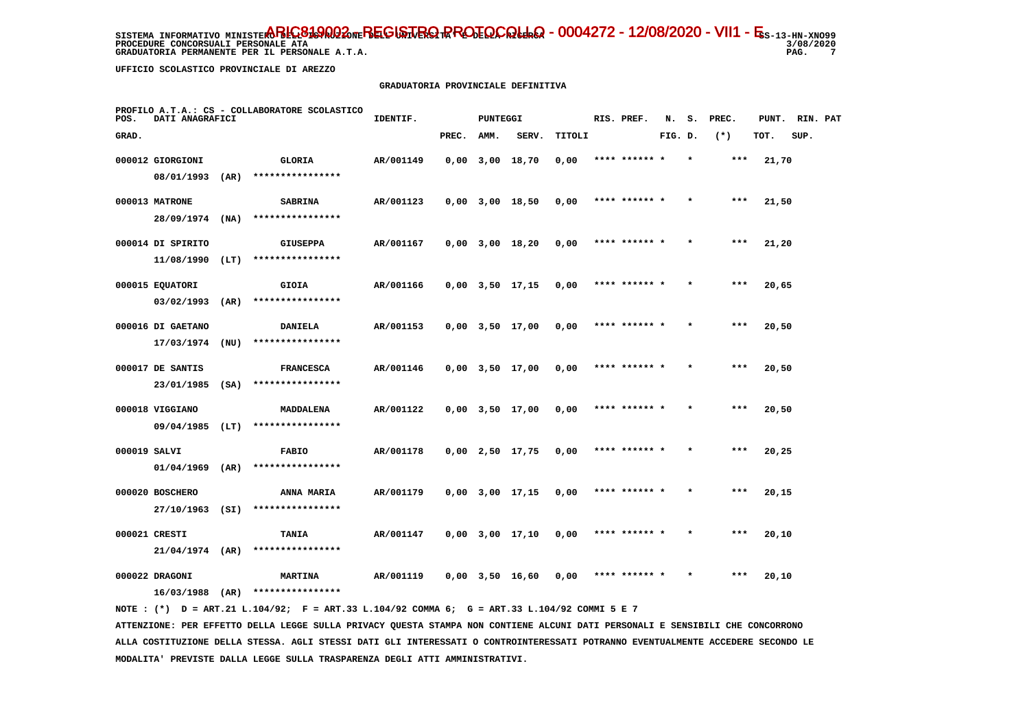SISTEMA INFORMATIVO MINISTERO DELL'ISTRUZIONE DELL'UNIVERSITA' E DELLA RICERCA - ARIC819002 - REGISTRO PROTOCOLLO - 0004272 - 12/08/2020 - VII1 - E SS-13-HN-XNO99
PROCEDURE CONCORSUALI PERSONALE ATA 3/08/2020
GRADUATORIA PERMANENTE PER IL PERSONALE A.T.A.

UFFICIO SCOLASTICO PROVINCIALE DI AREZZO

## GRADUATORIA PROVINCIALE DEFINITIVA

PROFILO A.T.A.: CS - COLLABORATORE SCOLASTICO

| POS. GRAD. | DATI ANAGRAFICI | | IDENTIF. | PREC. | AMM. | SERV. | TITOLI | RIS. PREF. | N. FIG. | S. D. | PREC. (*) | PUNT. TOT. | RIN. PAT SUP. |
|---|---|---|---|---|---|---|---|---|---|---|---|---|---|
| 000012 | GIORGIONI 08/01/1993 (AR) | GLORIA **************** | AR/001149 | 0,00 | 3,00 | 18,70 | 0,00 | **** ****** * | | * | *** | 21,70 | |
| 000013 | MATRONE 28/09/1974 (NA) | SABRINA **************** | AR/001123 | 0,00 | 3,00 | 18,50 | 0,00 | **** ****** * | | * | *** | 21,50 | |
| 000014 | DI SPIRITO 11/08/1990 (LT) | GIUSEPPA **************** | AR/001167 | 0,00 | 3,00 | 18,20 | 0,00 | **** ****** * | | * | *** | 21,20 | |
| 000015 | EQUATORI 03/02/1993 (AR) | GIOIA **************** | AR/001166 | 0,00 | 3,50 | 17,15 | 0,00 | **** ****** * | | * | *** | 20,65 | |
| 000016 | DI GAETANO 17/03/1974 (NU) | DANIELA **************** | AR/001153 | 0,00 | 3,50 | 17,00 | 0,00 | **** ****** * | | * | *** | 20,50 | |
| 000017 | DE SANTIS 23/01/1985 (SA) | FRANCESCA **************** | AR/001146 | 0,00 | 3,50 | 17,00 | 0,00 | **** ****** * | | * | *** | 20,50 | |
| 000018 | VIGGIANO 09/04/1985 (LT) | MADDALENA **************** | AR/001122 | 0,00 | 3,50 | 17,00 | 0,00 | **** ****** * | | * | *** | 20,50 | |
| 000019 | SALVI 01/04/1969 (AR) | FABIO **************** | AR/001178 | 0,00 | 2,50 | 17,75 | 0,00 | **** ****** * | | * | *** | 20,25 | |
| 000020 | BOSCHERO 27/10/1963 (SI) | ANNA MARIA **************** | AR/001179 | 0,00 | 3,00 | 17,15 | 0,00 | **** ****** * | | * | *** | 20,15 | |
| 000021 | CRESTI 21/04/1974 (AR) | TANIA **************** | AR/001147 | 0,00 | 3,00 | 17,10 | 0,00 | **** ****** * | | * | *** | 20,10 | |
| 000022 | DRAGONI 16/03/1988 (AR) | MARTINA **************** | AR/001119 | 0,00 | 3,50 | 16,60 | 0,00 | **** ****** * | | * | *** | 20,10 | |

NOTE : (*) D = ART.21 L.104/92; F = ART.33 L.104/92 COMMA 6; G = ART.33 L.104/92 COMMI 5 E 7

ATTENZIONE: PER EFFETTO DELLA LEGGE SULLA PRIVACY QUESTA STAMPA NON CONTIENE ALCUNI DATI PERSONALI E SENSIBILI CHE CONCORRONO ALLA COSTITUZIONE DELLA STESSA. AGLI STESSI DATI GLI INTERESSATI O CONTROINTERESSATI POTRANNO EVENTUALMENTE ACCEDERE SECONDO LE MODALITA' PREVISTE DALLA LEGGE SULLA TRASPARENZA DEGLI ATTI AMMINISTRATIVI.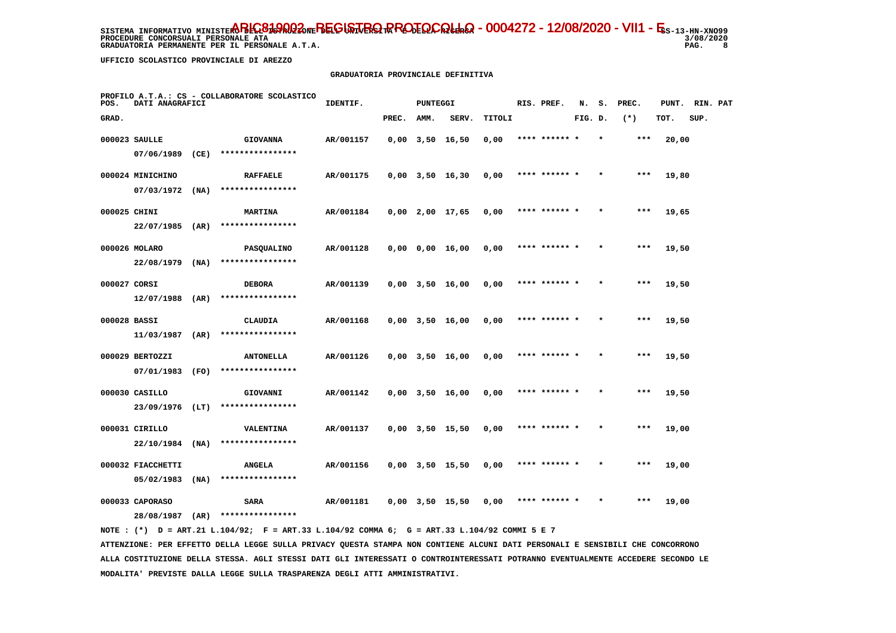SISTEMA INFORMATIVO MINISTERO DELL'ISTRUZIONE DELL'UNIVERSITA' E DELLA RICERCA - ARIC819002 - REGISTRO PROTOCOLLO - 0004272 - 12/08/2020 - VII1 - E SS-13-HN-XNO99
PROCEDURE CONCORSUALI PERSONALE ATA 3/08/2020
GRADUATORIA PERMANENTE PER IL PERSONALE A.T.A.

UFFICIO SCOLASTICO PROVINCIALE DI AREZZO

GRADUATORIA PROVINCIALE DEFINITIVA

PROFILO A.T.A.: CS - COLLABORATORE SCOLASTICO

| POS. GRAD. | DATI ANAGRAFICI | | IDENTIF. | PREC. | AMM. | SERV. | TITOLI | RIS. PREF. | N. FIG. | S. D. | PREC. (*) | PUNT. TOT. | RIN. PAT SUP. |
|---|---|---|---|---|---|---|---|---|---|---|---|---|---|
| 000023 | SAULLE 07/06/1989 (CE) | GIOVANNA **************** | AR/001157 | 0,00 | 3,50 | 16,50 | 0,00 | **** ****** | * | * | *** | 20,00 | |
| 000024 | MINICHINO 07/03/1972 (NA) | RAFFAELE **************** | AR/001175 | 0,00 | 3,50 | 16,30 | 0,00 | **** ****** | * | * | *** | 19,80 | |
| 000025 | CHINI 22/07/1985 (AR) | MARTINA **************** | AR/001184 | 0,00 | 2,00 | 17,65 | 0,00 | **** ****** | * | * | *** | 19,65 | |
| 000026 | MOLARO 22/08/1979 (NA) | PASQUALINO **************** | AR/001128 | 0,00 | 0,00 | 16,00 | 0,00 | **** ****** | * | * | *** | 19,50 | |
| 000027 | CORSI 12/07/1988 (AR) | DEBORA **************** | AR/001139 | 0,00 | 3,50 | 16,00 | 0,00 | **** ****** | * | * | *** | 19,50 | |
| 000028 | BASSI 11/03/1987 (AR) | CLAUDIA **************** | AR/001168 | 0,00 | 3,50 | 16,00 | 0,00 | **** ****** | * | * | *** | 19,50 | |
| 000029 | BERTOZZI 07/01/1983 (FO) | ANTONELLA **************** | AR/001126 | 0,00 | 3,50 | 16,00 | 0,00 | **** ****** | * | * | *** | 19,50 | |
| 000030 | CASILLO 23/09/1976 (LT) | GIOVANNI **************** | AR/001142 | 0,00 | 3,50 | 16,00 | 0,00 | **** ****** | * | * | *** | 19,50 | |
| 000031 | CIRILLO 22/10/1984 (NA) | VALENTINA **************** | AR/001137 | 0,00 | 3,50 | 15,50 | 0,00 | **** ****** | * | * | *** | 19,00 | |
| 000032 | FIACCHETTI 05/02/1983 (NA) | ANGELA **************** | AR/001156 | 0,00 | 3,50 | 15,50 | 0,00 | **** ****** | * | * | *** | 19,00 | |
| 000033 | CAPORASO 28/08/1987 (AR) | SARA **************** | AR/001181 | 0,00 | 3,50 | 15,50 | 0,00 | **** ****** | * | * | *** | 19,00 | |

NOTE : (*) D = ART.21 L.104/92; F = ART.33 L.104/92 COMMA 6; G = ART.33 L.104/92 COMMI 5 E 7

ATTENZIONE: PER EFFETTO DELLA LEGGE SULLA PRIVACY QUESTA STAMPA NON CONTIENE ALCUNI DATI PERSONALI E SENSIBILI CHE CONCORRONO ALLA COSTITUZIONE DELLA STESSA. AGLI STESSI DATI GLI INTERESSATI O CONTROINTERESSATI POTRANNO EVENTUALMENTE ACCEDERE SECONDO LE MODALITA' PREVISTE DALLA LEGGE SULLA TRASPARENZA DEGLI ATTI AMMINISTRATIVI.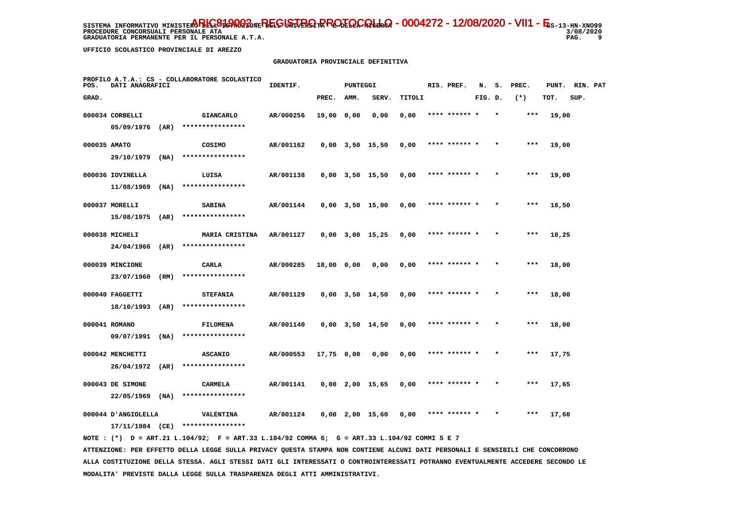SISTEMA INFORMATIVO MINISTERO DELL'ISTRUZIONE DELL'UNIVERSITA' E DELLA RICERCA - ARIC819002 - REGISTRO PROTOCOLLO - 0004272 - 12/08/2020 - VII1 - E SS-13-HN-XNO99
PROCEDURE CONCORSUALI PERSONALE ATA 3/08/2020
GRADUATORIA PERMANENTE PER IL PERSONALE A.T.A.

UFFICIO SCOLASTICO PROVINCIALE DI AREZZO

GRADUATORIA PROVINCIALE DEFINITIVA

PROFILO A.T.A.: CS - COLLABORATORE SCOLASTICO

| POS. GRAD. | DATI ANAGRAFICI | | IDENTIF. | PUNTEGGI PREC. | AMM. | SERV. | TITOLI | RIS. PREF. | N. FIG. | S. D. | PREC. (*) | PUNT. TOT. | RIN. SUP. | PAT |
|---|---|---|---|---|---|---|---|---|---|---|---|---|---|---|
| 000034 | CORBELLI 05/09/1976 (AR) | GIANCARLO **************** | AR/000256 | 19,00 | 0,00 | 0,00 | 0,00 | **** ****** * | | * | *** | 19,00 | | |
| 000035 | AMATO 29/10/1979 (NA) | COSIMO **************** | AR/001162 | 0,00 | 3,50 | 15,50 | 0,00 | **** ****** * | | * | *** | 19,00 | | |
| 000036 | IOVINELLA 11/08/1969 (NA) | LUISA **************** | AR/001138 | 0,00 | 3,50 | 15,50 | 0,00 | **** ****** * | | * | *** | 19,00 | | |
| 000037 | MORELLI 15/08/1975 (AR) | SABINA **************** | AR/001144 | 0,00 | 3,50 | 15,00 | 0,00 | **** ****** * | | * | *** | 18,50 | | |
| 000038 | MICHELI 24/04/1966 (AR) | MARIA CRISTINA **************** | AR/001127 | 0,00 | 3,00 | 15,25 | 0,00 | **** ****** * | | * | *** | 18,25 | | |
| 000039 | MINCIONE 23/07/1960 (RM) | CARLA **************** | AR/000285 | 18,00 | 0,00 | 0,00 | 0,00 | **** ****** * | | * | *** | 18,00 | | |
| 000040 | FAGGETTI 18/10/1993 (AR) | STEFANIA **************** | AR/001129 | 0,00 | 3,50 | 14,50 | 0,00 | **** ****** * | | * | *** | 18,00 | | |
| 000041 | ROMANO 09/07/1991 (NA) | FILOMENA **************** | AR/001140 | 0,00 | 3,50 | 14,50 | 0,00 | **** ****** * | | * | *** | 18,00 | | |
| 000042 | MENCHETTI 26/04/1972 (AR) | ASCANIO **************** | AR/000553 | 17,75 | 0,00 | 0,00 | 0,00 | **** ****** * | | * | *** | 17,75 | | |
| 000043 | DE SIMONE 22/05/1969 (NA) | CARMELA **************** | AR/001141 | 0,00 | 2,00 | 15,65 | 0,00 | **** ****** * | | * | *** | 17,65 | | |
| 000044 | D'ANGIOLELLA 17/11/1984 (CE) | VALENTINA **************** | AR/001124 | 0,00 | 2,00 | 15,60 | 0,00 | **** ****** * | | * | *** | 17,60 | | |

NOTE : (*) D = ART.21 L.104/92; F = ART.33 L.104/92 COMMA 6; G = ART.33 L.104/92 COMMI 5 E 7

ATTENZIONE: PER EFFETTO DELLA LEGGE SULLA PRIVACY QUESTA STAMPA NON CONTIENE ALCUNI DATI PERSONALI E SENSIBILI CHE CONCORRONO ALLA COSTITUZIONE DELLA STESSA. AGLI STESSI DATI GLI INTERESSATI O CONTROINTERESSATI POTRANNO EVENTUALMENTE ACCEDERE SECONDO LE MODALITA' PREVISTE DALLA LEGGE SULLA TRASPARENZA DEGLI ATTI AMMINISTRATIVI.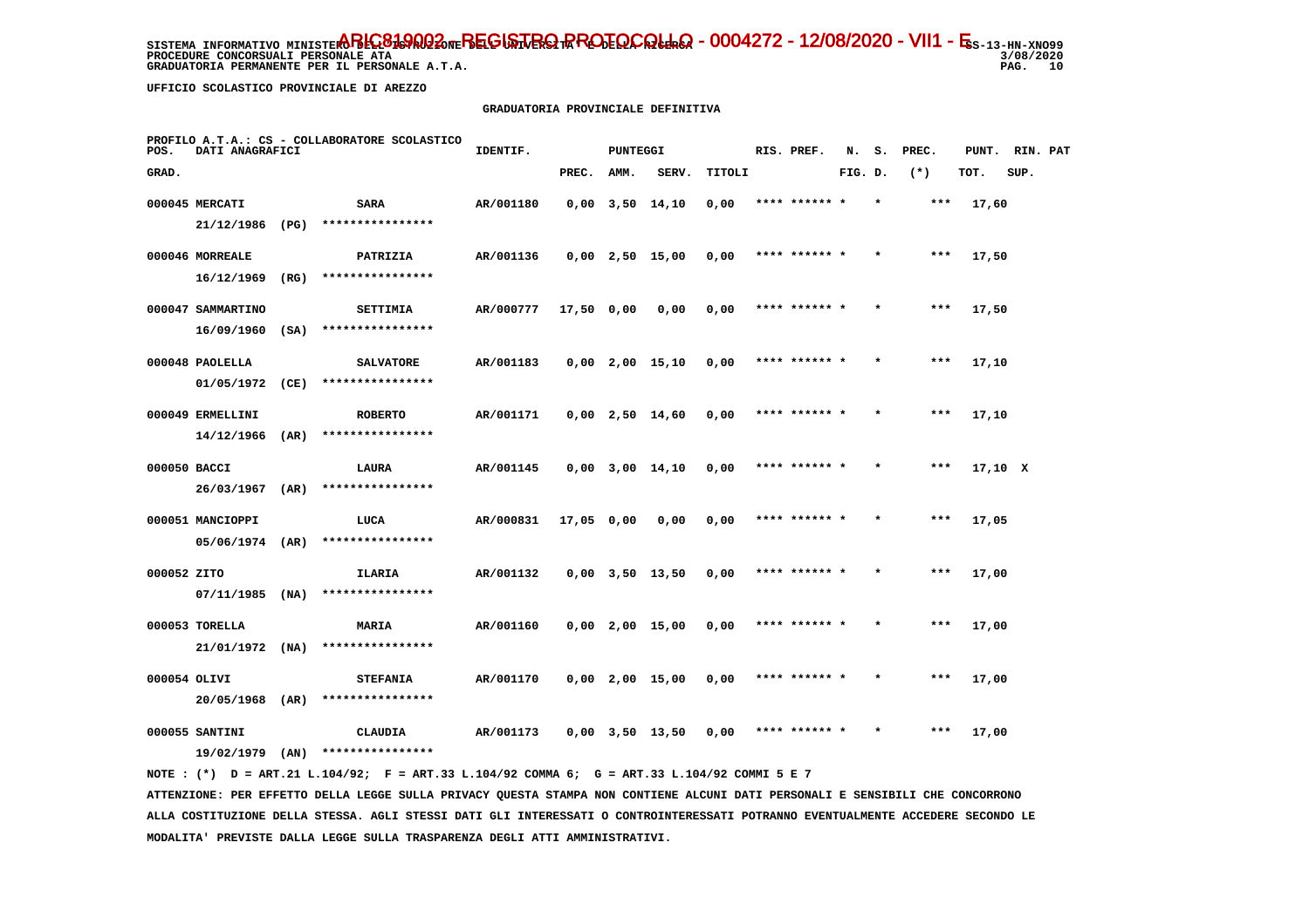SISTEMA INFORMATIVO MINISTERO DELL'ISTRUZIONE DELL'UNIVERSITA' E DELLA RICERCA — ARIC819002 - REGISTRO PROTOCOLLO - 0004272 - 12/08/2020 - VII1 - E
PROCEDURE CONCORSUALI PERSONALE ATA
GRADUATORIA PERMANENTE PER IL PERSONALE A.T.A.

UFFICIO SCOLASTICO PROVINCIALE DI AREZZO

GRADUATORIA PROVINCIALE DEFINITIVA

PROFILO A.T.A.: CS - COLLABORATORE SCOLASTICO

| POS. GRAD. | DATI ANAGRAFICI | | IDENTIF. | PUNTEGGI PREC. | AMM. | SERV. | TITOLI | RIS. PREF. | N. FIG. | S. D. | PREC. (*) | PUNT. TOT. | RIN. SUP. | PAT |
|---|---|---|---|---|---|---|---|---|---|---|---|---|---|---|
| 000045 | MERCATI 21/12/1986 (PG) | SARA **************** | AR/001180 | 0,00 | 3,50 | 14,10 | 0,00 | **** ****** | * | * | *** | 17,60 | | |
| 000046 | MORREALE 16/12/1969 (RG) | PATRIZIA **************** | AR/001136 | 0,00 | 2,50 | 15,00 | 0,00 | **** ****** | * | * | *** | 17,50 | | |
| 000047 | SAMMARTINO 16/09/1960 (SA) | SETTIMIA **************** | AR/000777 | 17,50 | 0,00 | 0,00 | 0,00 | **** ****** | * | * | *** | 17,50 | | |
| 000048 | PAOLELLA 01/05/1972 (CE) | SALVATORE **************** | AR/001183 | 0,00 | 2,00 | 15,10 | 0,00 | **** ****** | * | * | *** | 17,10 | | |
| 000049 | ERMELLINI 14/12/1966 (AR) | ROBERTO **************** | AR/001171 | 0,00 | 2,50 | 14,60 | 0,00 | **** ****** | * | * | *** | 17,10 | | |
| 000050 | BACCI 26/03/1967 (AR) | LAURA **************** | AR/001145 | 0,00 | 3,00 | 14,10 | 0,00 | **** ****** | * | * | *** | 17,10 | X | |
| 000051 | MANCIOPPI 05/06/1974 (AR) | LUCA **************** | AR/000831 | 17,05 | 0,00 | 0,00 | 0,00 | **** ****** | * | * | *** | 17,05 | | |
| 000052 | ZITO 07/11/1985 (NA) | ILARIA **************** | AR/001132 | 0,00 | 3,50 | 13,50 | 0,00 | **** ****** | * | * | *** | 17,00 | | |
| 000053 | TORELLA 21/01/1972 (NA) | MARIA **************** | AR/001160 | 0,00 | 2,00 | 15,00 | 0,00 | **** ****** | * | * | *** | 17,00 | | |
| 000054 | OLIVI 20/05/1968 (AR) | STEFANIA **************** | AR/001170 | 0,00 | 2,00 | 15,00 | 0,00 | **** ****** | * | * | *** | 17,00 | | |
| 000055 | SANTINI 19/02/1979 (AN) | CLAUDIA **************** | AR/001173 | 0,00 | 3,50 | 13,50 | 0,00 | **** ****** | * | * | *** | 17,00 | | |

NOTE : (*) D = ART.21 L.104/92; F = ART.33 L.104/92 COMMA 6; G = ART.33 L.104/92 COMMI 5 E 7

ATTENZIONE: PER EFFETTO DELLA LEGGE SULLA PRIVACY QUESTA STAMPA NON CONTIENE ALCUNI DATI PERSONALI E SENSIBILI CHE CONCORRONO ALLA COSTITUZIONE DELLA STESSA. AGLI STESSI DATI GLI INTERESSATI O CONTROINTERESSATI POTRANNO EVENTUALMENTE ACCEDERE SECONDO LE MODALITA' PREVISTE DALLA LEGGE SULLA TRASPARENZA DEGLI ATTI AMMINISTRATIVI.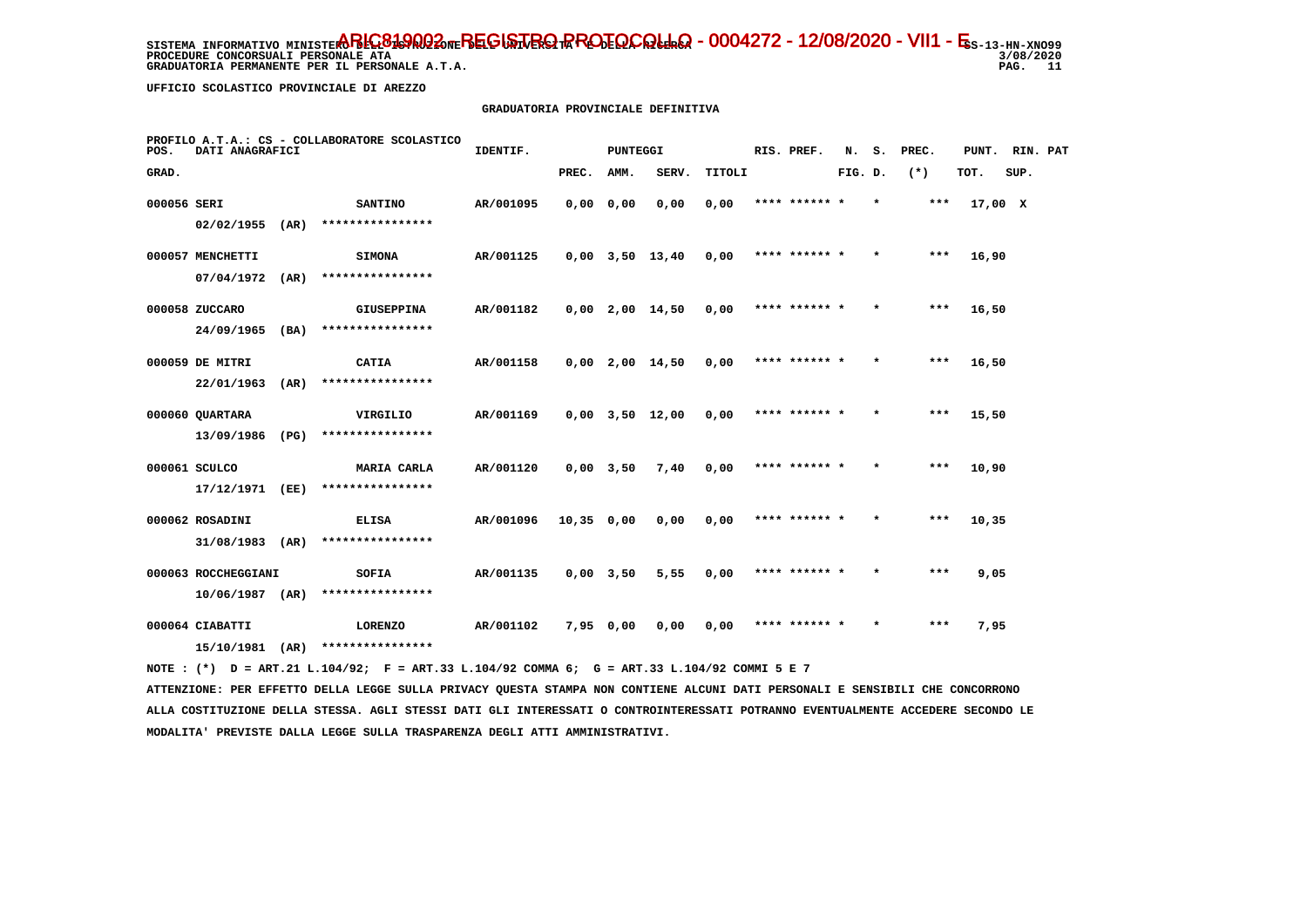SISTEMA INFORMATIVO MINISTERO DELL'ISTRUZIONE DELL'UNIVERSITA' E DELLA RICERCA
PROCEDURE CONCORSUALI PERSONALE ATA
GRADUATORIA PERMANENTE PER IL PERSONALE A.T.A.

ARIC819002 - REGISTRO PROTOCOLLO - 0004272 - 12/08/2020 - VII1 - E

SS-13-HN-XNO99
3/08/2020

UFFICIO SCOLASTICO PROVINCIALE DI AREZZO

GRADUATORIA PROVINCIALE DEFINITIVA

PROFILO A.T.A.: CS - COLLABORATORE SCOLASTICO

| POS. GRAD. | DATI ANAGRAFICI | | IDENTIF. | PUNTEGGI PREC. | AMM. | SERV. | TITOLI | RIS. PREF. | N. FIG. | S. D. | PREC. (*) | PUNT. TOT. | RIN. SUP. | PAT |
|---|---|---|---|---|---|---|---|---|---|---|---|---|---|---|
| 000056 | SERI | SANTINO | AR/001095 | 0,00 | 0,00 | 0,00 | 0,00 | **** ****** * | | * | *** | 17,00 | X | |
| | 02/02/1955 (AR) | **************** | | | | | | | | | | | | |
| 000057 | MENCHETTI | SIMONA | AR/001125 | 0,00 | 3,50 | 13,40 | 0,00 | **** ****** * | | * | *** | 16,90 | | |
| | 07/04/1972 (AR) | **************** | | | | | | | | | | | | |
| 000058 | ZUCCARO | GIUSEPPINA | AR/001182 | 0,00 | 2,00 | 14,50 | 0,00 | **** ****** * | | * | *** | 16,50 | | |
| | 24/09/1965 (BA) | **************** | | | | | | | | | | | | |
| 000059 | DE MITRI | CATIA | AR/001158 | 0,00 | 2,00 | 14,50 | 0,00 | **** ****** * | | * | *** | 16,50 | | |
| | 22/01/1963 (AR) | **************** | | | | | | | | | | | | |
| 000060 | QUARTARA | VIRGILIO | AR/001169 | 0,00 | 3,50 | 12,00 | 0,00 | **** ****** * | | * | *** | 15,50 | | |
| | 13/09/1986 (PG) | **************** | | | | | | | | | | | | |
| 000061 | SCULCO | MARIA CARLA | AR/001120 | 0,00 | 3,50 | 7,40 | 0,00 | **** ****** * | | * | *** | 10,90 | | |
| | 17/12/1971 (EE) | **************** | | | | | | | | | | | | |
| 000062 | ROSADINI | ELISA | AR/001096 | 10,35 | 0,00 | 0,00 | 0,00 | **** ****** * | | * | *** | 10,35 | | |
| | 31/08/1983 (AR) | **************** | | | | | | | | | | | | |
| 000063 | ROCCHEGGIANI | SOFIA | AR/001135 | 0,00 | 3,50 | 5,55 | 0,00 | **** ****** * | | * | *** | 9,05 | | |
| | 10/06/1987 (AR) | **************** | | | | | | | | | | | | |
| 000064 | CIABATTI | LORENZO | AR/001102 | 7,95 | 0,00 | 0,00 | 0,00 | **** ****** * | | * | *** | 7,95 | | |
| | 15/10/1981 (AR) | **************** | | | | | | | | | | | | |

NOTE : (*) D = ART.21 L.104/92; F = ART.33 L.104/92 COMMA 6; G = ART.33 L.104/92 COMMI 5 E 7

ATTENZIONE: PER EFFETTO DELLA LEGGE SULLA PRIVACY QUESTA STAMPA NON CONTIENE ALCUNI DATI PERSONALI E SENSIBILI CHE CONCORRONO ALLA COSTITUZIONE DELLA STESSA. AGLI STESSI DATI GLI INTERESSATI O CONTROINTERESSATI POTRANNO EVENTUALMENTE ACCEDERE SECONDO LE MODALITA' PREVISTE DALLA LEGGE SULLA TRASPARENZA DEGLI ATTI AMMINISTRATIVI.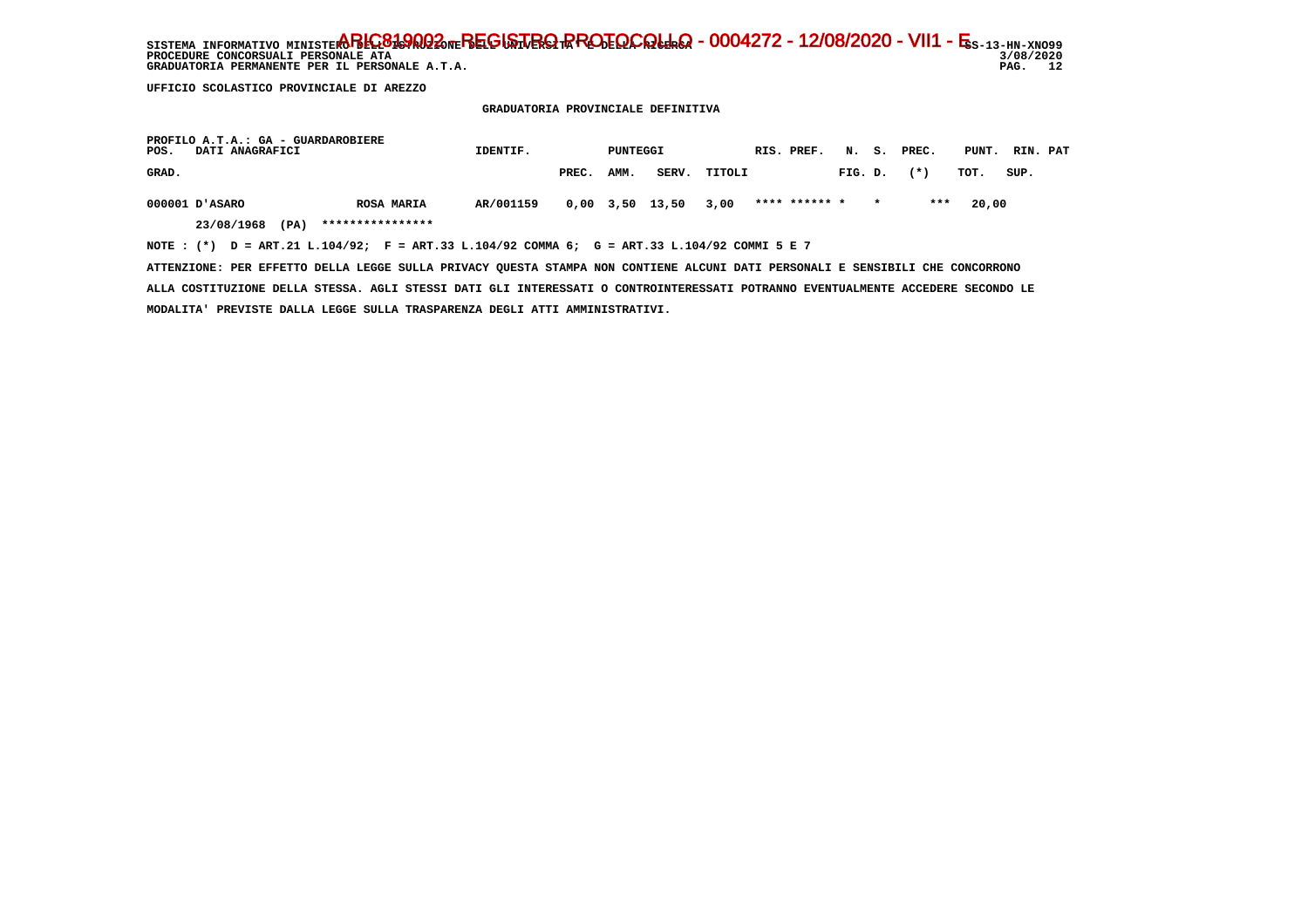UFFICIO SCOLASTICO PROVINCIALE DI AREZZO

## GRADUATORIA PROVINCIALE DEFINITIVA

PROFILO A.T.A.: GA - GUARDAROBIERE

| POS. GRAD. | DATI ANAGRAFICI | | IDENTIF. | PUNTEGGI PREC. | AMM. | SERV. | TITOLI | RIS. | PREF. | N. FIG. | S. D. | PREC. (*) | PUNT. TOT. | RIN. SUP. | PAT |
|---|---|---|---|---|---|---|---|---|---|---|---|---|---|---|---|
| 000001 | D'ASARO | ROSA MARIA | AR/001159 | 0,00 | 3,50 | 13,50 | 3,00 | **** | ****** | * | * | *** | 20,00 | | |
| | 23/08/1968 (PA) | **************** | | | | | | | | | | | | | |

NOTE : (*) D = ART.21 L.104/92; F = ART.33 L.104/92 COMMA 6; G = ART.33 L.104/92 COMMI 5 E 7

ATTENZIONE: PER EFFETTO DELLA LEGGE SULLA PRIVACY QUESTA STAMPA NON CONTIENE ALCUNI DATI PERSONALI E SENSIBILI CHE CONCORRONO ALLA COSTITUZIONE DELLA STESSA. AGLI STESSI DATI GLI INTERESSATI O CONTROINTERESSATI POTRANNO EVENTUALMENTE ACCEDERE SECONDO LE MODALITA' PREVISTE DALLA LEGGE SULLA TRASPARENZA DEGLI ATTI AMMINISTRATIVI.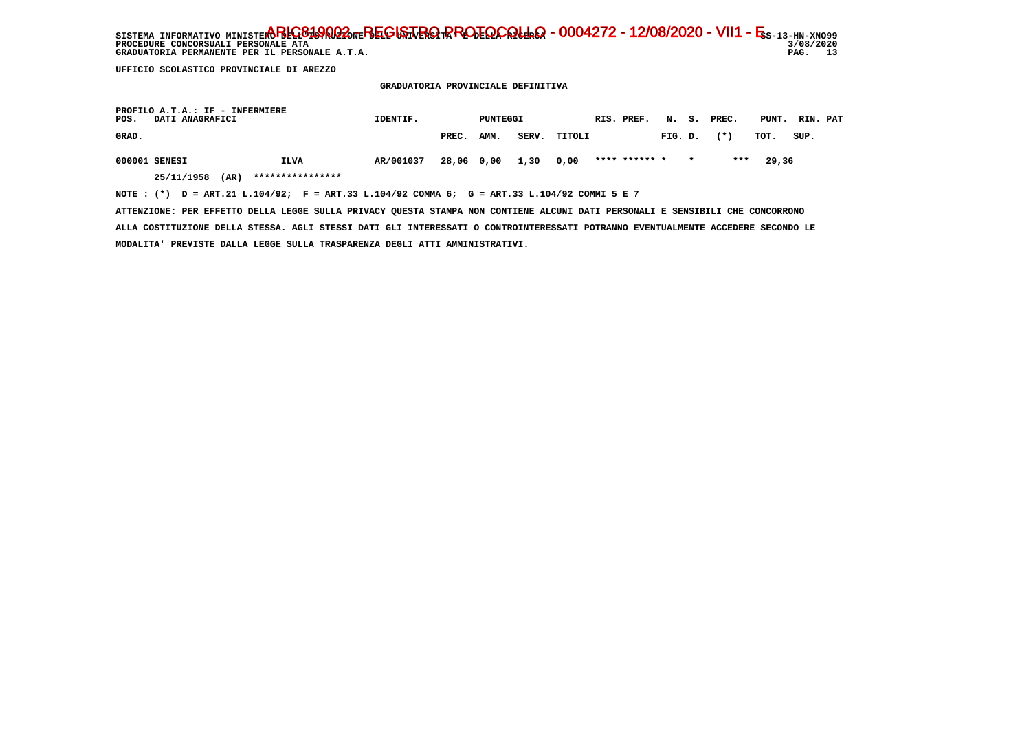UFFICIO SCOLASTICO PROVINCIALE DI AREZZO

GRADUATORIA PROVINCIALE DEFINITIVA

PROFILO A.T.A.: IF - INFERMIERE

| POS. GRAD. | DATI ANAGRAFICI | | IDENTIF. | PUNTEGGI PREC. | AMM. | SERV. | TITOLI | RIS. PREF. | N. S. FIG. D. | PREC. (*) | PUNT. TOT. | RIN. PAT SUP. |
|---|---|---|---|---|---|---|---|---|---|---|---|---|
| 000001 | SENESI | ILVA | AR/001037 | 28,06 | 0,00 | 1,30 | 0,00 | **** ****** * | * | *** | 29,36 | |
| | 25/11/1958 (AR) | **************** | | | | | | | | | | |

NOTE : (*) D = ART.21 L.104/92; F = ART.33 L.104/92 COMMA 6; G = ART.33 L.104/92 COMMI 5 E 7

ATTENZIONE: PER EFFETTO DELLA LEGGE SULLA PRIVACY QUESTA STAMPA NON CONTIENE ALCUNI DATI PERSONALI E SENSIBILI CHE CONCORRONO ALLA COSTITUZIONE DELLA STESSA. AGLI STESSI DATI GLI INTERESSATI O CONTROINTERESSATI POTRANNO EVENTUALMENTE ACCEDERE SECONDO LE MODALITA' PREVISTE DALLA LEGGE SULLA TRASPARENZA DEGLI ATTI AMMINISTRATIVI.